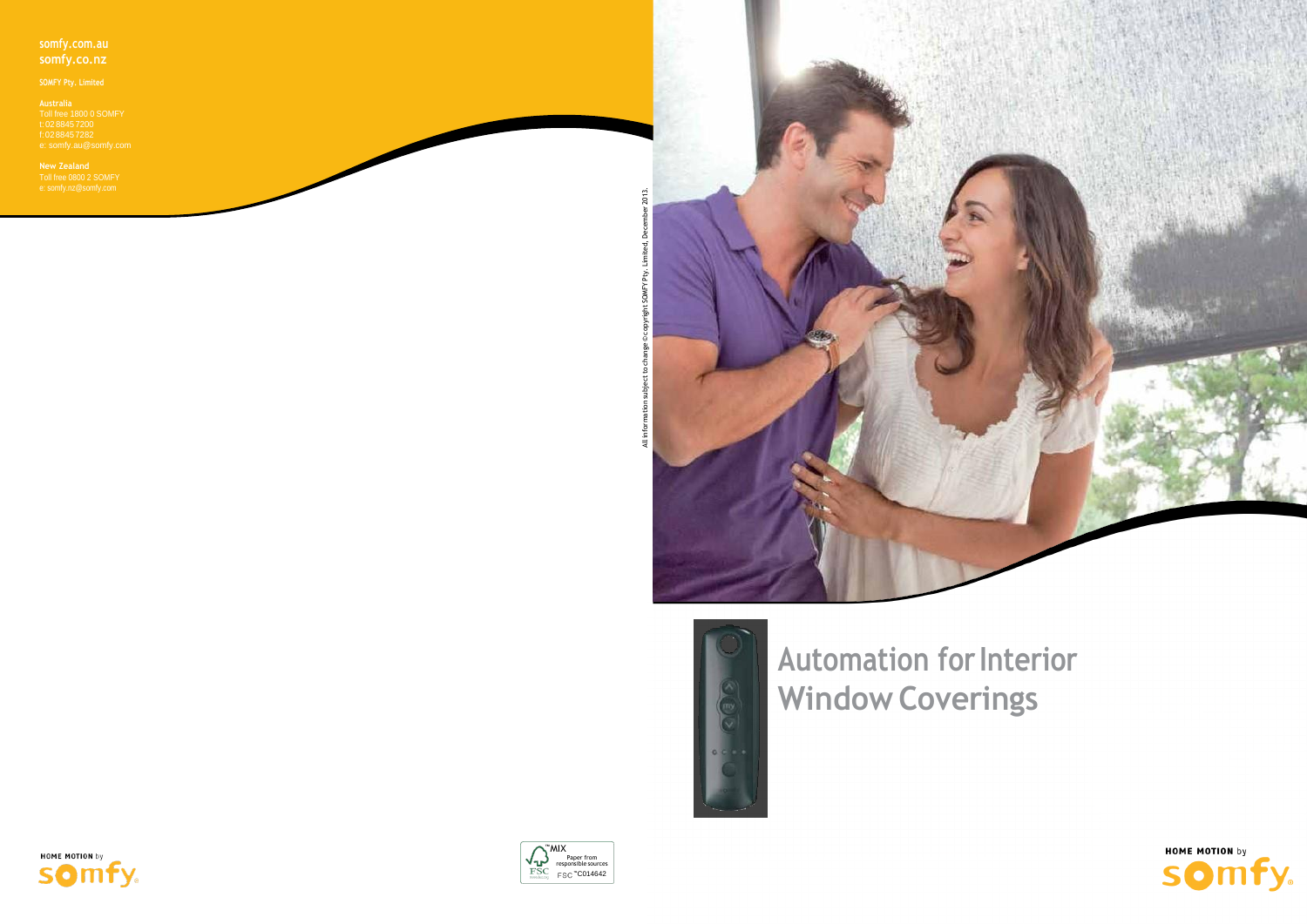somfy.com.au
somfy.co.nz

SOMFY Pty. Limited

**Australia**
Toll free 1800 0 SOMFY
t: 02 8845 7200
f: 02 8845 7282
e: somfy.au@somfy.com

**New Zealand**
Toll free 0800 2 SOMFY
e: somfy.nz@somfy.com

All information subject to change ©copyright SOMFY Pty. Limited, December 2013.

HOME MOTION by somfy

MIX
Paper from responsible sources
FSC C014642

# Automation for Interior Window Coverings

HOME MOTION by somfy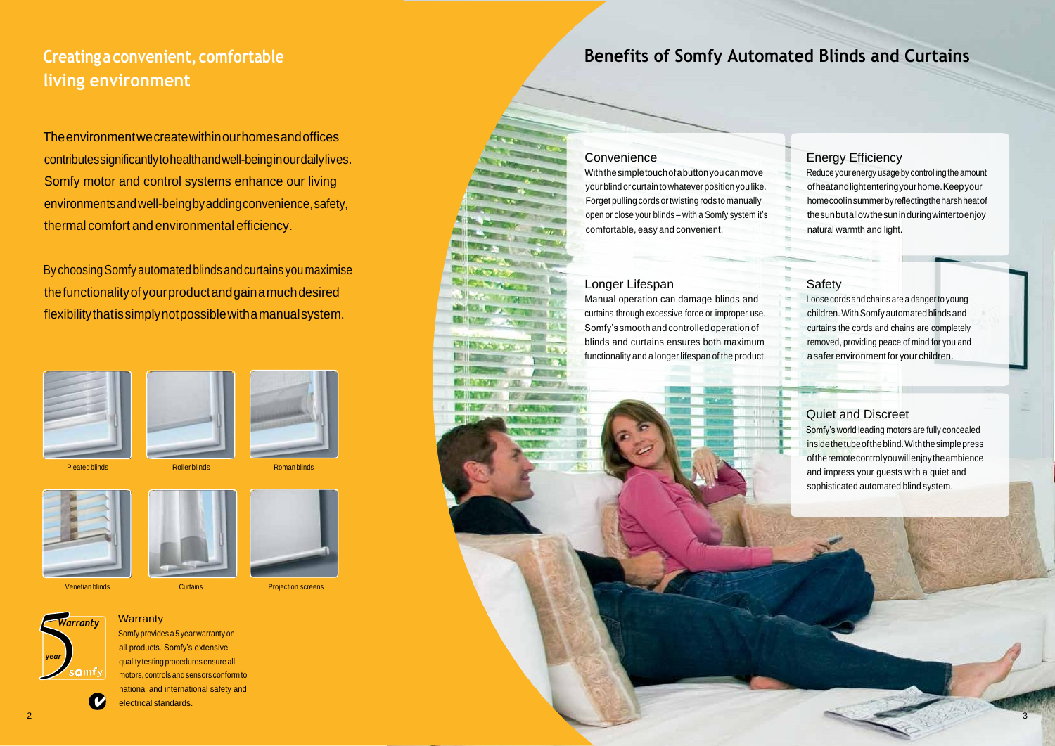## Creating a convenient, comfortable living environment

The environment we create within our homes and offices contributes significantly to health and well-being in our daily lives. Somfy motor and control systems enhance our living environments and well-being by adding convenience, safety, thermal comfort and environmental efficiency.

By choosing Somfy automated blinds and curtains you maximise the functionality of your product and gain a much desired flexibility that is simply not possible with a manual system.

Pleated blinds

Roller blinds

Roman blinds

Venetian blinds

Curtains

Projection screens

### Warranty

Somfy provides a 5 year warranty on all products. Somfy's extensive quality testing procedures ensure all motors, controls and sensors conform to national and international safety and electrical standards.

## Benefits of Somfy Automated Blinds and Curtains

### Convenience

With the simple touch of a button you can move your blind or curtain to whatever position you like. Forget pulling cords or twisting rods to manually open or close your blinds – with a Somfy system it's comfortable, easy and convenient.

### Energy Efficiency

Reduce your energy usage by controlling the amount of heat and light entering your home. Keep your home cool in summer by reflecting the harsh heat of the sun but allow the sun in during winter to enjoy natural warmth and light.

### Longer Lifespan

Manual operation can damage blinds and curtains through excessive force or improper use. Somfy's smooth and controlled operation of blinds and curtains ensures both maximum functionality and a longer lifespan of the product.

### Safety

Loose cords and chains are a danger to young children. With Somfy automated blinds and curtains the cords and chains are completely removed, providing peace of mind for you and a safer environment for your children.

### Quiet and Discreet

Somfy's world leading motors are fully concealed inside the tube of the blind. With the simple press of the remote control you will enjoy the ambience and impress your guests with a quiet and sophisticated automated blind system.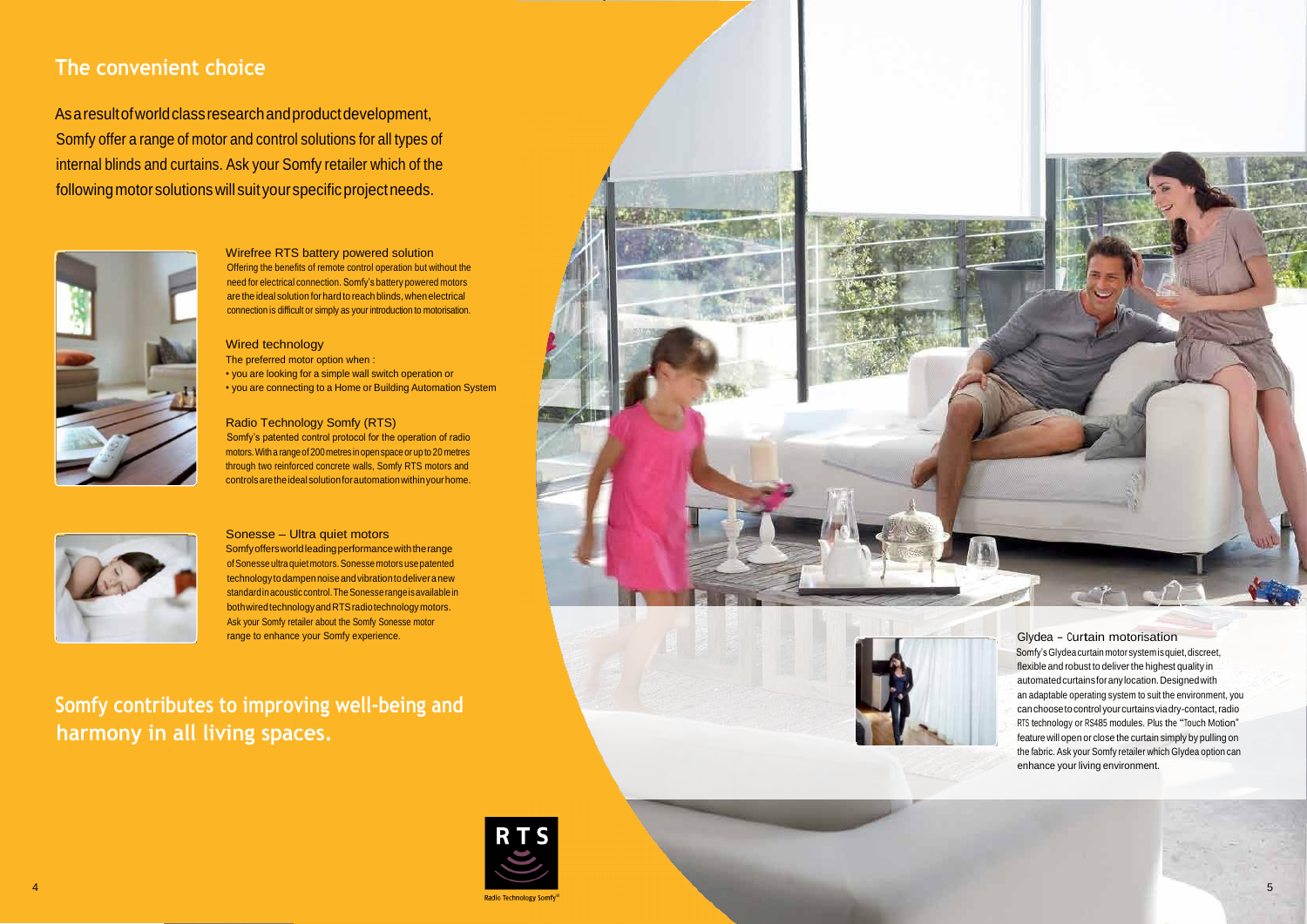## The convenient choice

As a result of world class research and product development, Somfy offer a range of motor and control solutions for all types of internal blinds and curtains. Ask your Somfy retailer which of the following motor solutions will suit your specific project needs.

### Wirefree RTS battery powered solution

Offering the benefits of remote control operation but without the need for electrical connection. Somfy's battery powered motors are the ideal solution for hard to reach blinds, when electrical connection is difficult or simply as your introduction to motorisation.

### Wired technology

The preferred motor option when :

- you are looking for a simple wall switch operation or
- you are connecting to a Home or Building Automation System

### Radio Technology Somfy (RTS)

Somfy's patented control protocol for the operation of radio motors. With a range of 200 metres in open space or up to 20 metres through two reinforced concrete walls, Somfy RTS motors and controls are the ideal solution for automation within your home.

### Sonesse – Ultra quiet motors

Somfy offers world leading performance with the range of Sonesse ultra quiet motors. Sonesse motors use patented technology to dampen noise and vibration to deliver a new standard in acoustic control. The Sonesse range is available in both wired technology and RTS radio technology motors. Ask your Somfy retailer about the Somfy Sonesse motor range to enhance your Somfy experience.

**Somfy contributes to improving well-being and harmony in all living spaces.**

### Glydea – Curtain motorisation

Somfy's Glydea curtain motor system is quiet, discreet, flexible and robust to deliver the highest quality in automated curtains for any location. Designed with an adaptable operating system to suit the environment, you can choose to control your curtains via dry-contact, radio RTS technology or RS485 modules. Plus the "Touch Motion" feature will open or close the curtain simply by pulling on the fabric. Ask your Somfy retailer which Glydea option can enhance your living environment.

RTS
Radio Technology Somfy®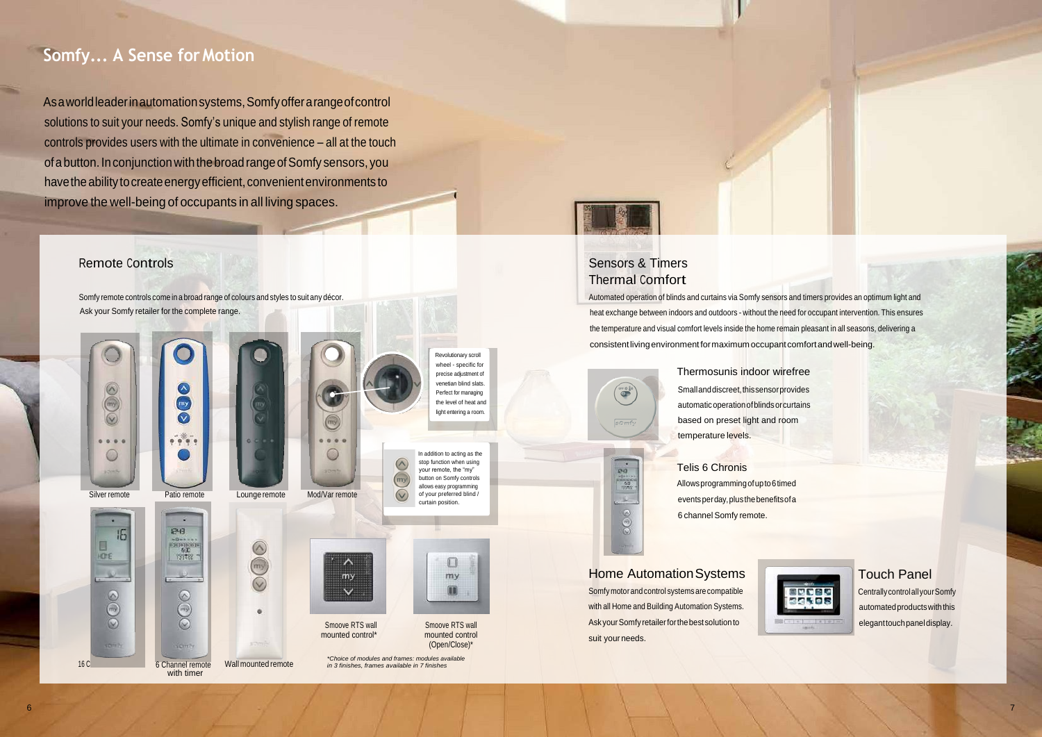# Somfy... A Sense for Motion

As a world leader in automation systems, Somfy offer a range of control solutions to suit your needs. Somfy's unique and stylish range of remote controls provides users with the ultimate in convenience – all at the touch of a button. In conjunction with the broad range of Somfy sensors, you have the ability to create energy efficient, convenient environments to improve the well-being of occupants in all living spaces.

## Remote Controls

Somfy remote controls come in a broad range of colours and styles to suit any décor. Ask your Somfy retailer for the complete range.

Silver remote

Patio remote

Lounge remote

Mod/Var remote

Revolutionary scroll wheel - specific for precise adjustment of venetian blind slats. Perfect for managing the level of heat and light entering a room.

In addition to acting as the stop function when using your remote, the "my" button on Somfy controls allows easy programming of your preferred blind / curtain position.

16 C

6 Channel remote with timer

Wall mounted remote

Smoove RTS wall mounted control*

Smoove RTS wall mounted control (Open/Close)*

*Choice of modules and frames: modules available in 3 finishes, frames available in 7 finishes*

## Sensors & Timers Thermal Comfort

Automated operation of blinds and curtains via Somfy sensors and timers provides an optimum light and heat exchange between indoors and outdoors - without the need for occupant intervention. This ensures the temperature and visual comfort levels inside the home remain pleasant in all seasons, delivering a consistent living environment for maximum occupant comfort and well-being.

### Thermosunis indoor wirefree

Small and discreet, this sensor provides automatic operation of blinds or curtains based on preset light and room temperature levels.

### Telis 6 Chronis

Allows programming of up to 6 timed events per day, plus the benefits of a 6 channel Somfy remote.

## Home Automation Systems

Somfy motor and control systems are compatible with all Home and Building Automation Systems. Ask your Somfy retailer for the best solution to suit your needs.

## Touch Panel

Centrally control all your Somfy automated products with this elegant touch panel display.